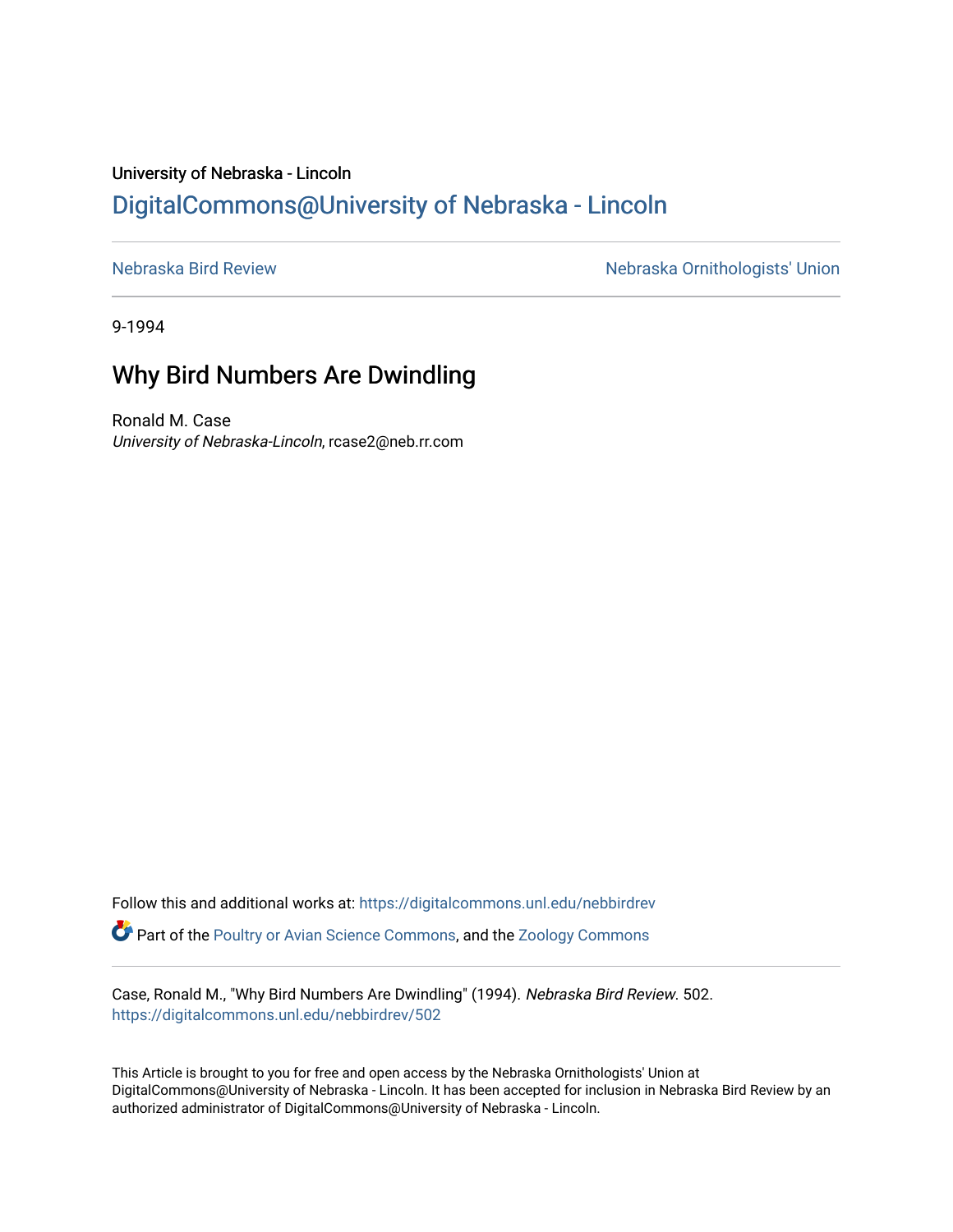University of Nebraska - Lincoln

## DigitalCommons@University of Nebraska - Lincoln

Nebraska Bird Review | Nebraska Ornithologists' Union

9-1994

# Why Bird Numbers Are Dwindling

Ronald M. Case
*University of Nebraska-Lincoln*, rcase2@neb.rr.com

Follow this and additional works at: https://digitalcommons.unl.edu/nebbirdrev

Part of the Poultry or Avian Science Commons, and the Zoology Commons

Case, Ronald M., "Why Bird Numbers Are Dwindling" (1994). *Nebraska Bird Review*. 502.
https://digitalcommons.unl.edu/nebbirdrev/502

This Article is brought to you for free and open access by the Nebraska Ornithologists' Union at DigitalCommons@University of Nebraska - Lincoln. It has been accepted for inclusion in Nebraska Bird Review by an authorized administrator of DigitalCommons@University of Nebraska - Lincoln.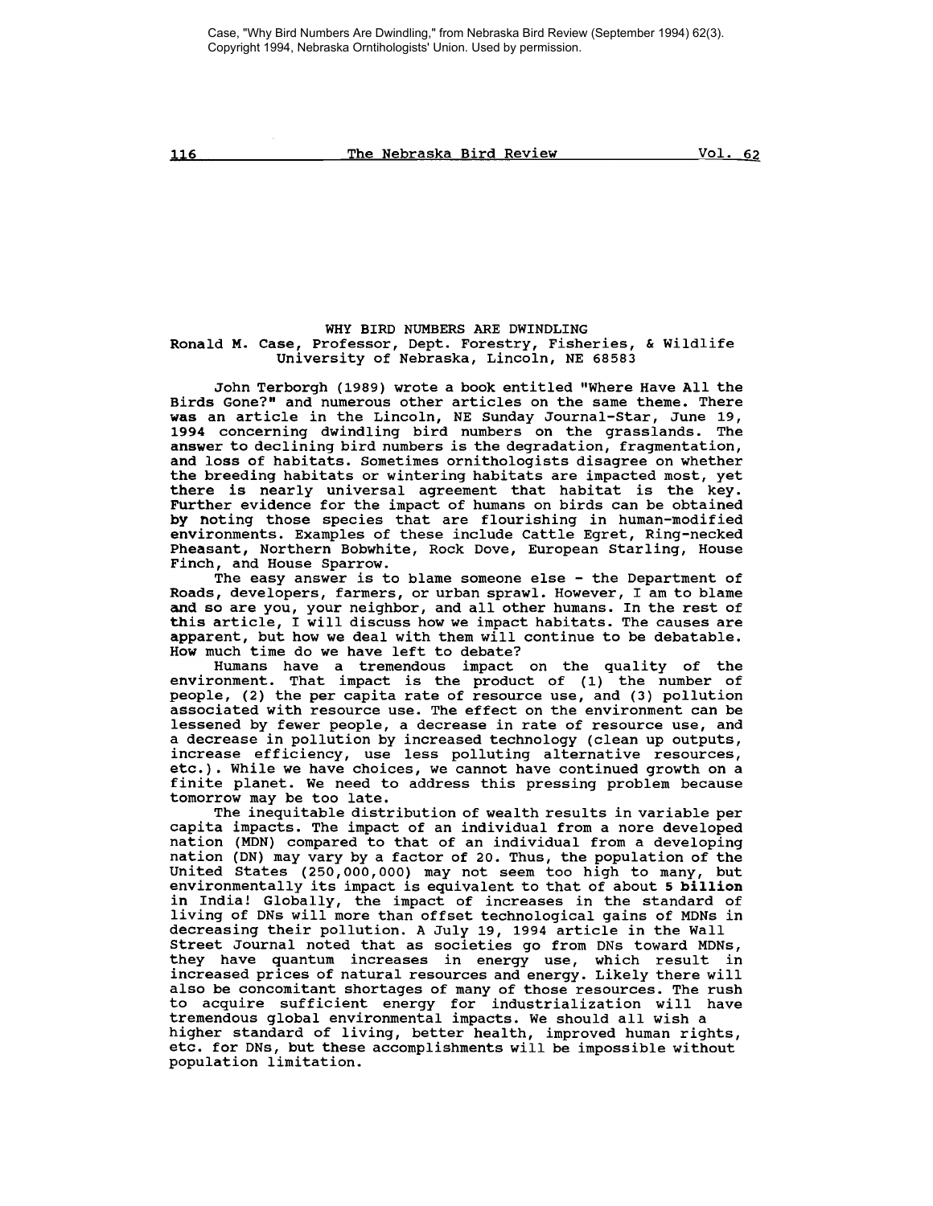Case, "Why Bird Numbers Are Dwindling," from Nebraska Bird Review (September 1994) 62(3).
Copyright 1994, Nebraska Orntihologists' Union. Used by permission.

# WHY BIRD NUMBERS ARE DWINDLING

Ronald M. Case, Professor, Dept. Forestry, Fisheries, & Wildlife
University of Nebraska, Lincoln, NE 68583

John Terborgh (1989) wrote a book entitled "Where Have All the Birds Gone?" and numerous other articles on the same theme. There was an article in the Lincoln, NE Sunday Journal-Star, June 19, 1994 concerning dwindling bird numbers on the grasslands. The answer to declining bird numbers is the degradation, fragmentation, and loss of habitats. Sometimes ornithologists disagree on whether the breeding habitats or wintering habitats are impacted most, yet there is nearly universal agreement that habitat is the key. Further evidence for the impact of humans on birds can be obtained by noting those species that are flourishing in human-modified environments. Examples of these include Cattle Egret, Ring-necked Pheasant, Northern Bobwhite, Rock Dove, European Starling, House Finch, and House Sparrow.

The easy answer is to blame someone else - the Department of Roads, developers, farmers, or urban sprawl. However, I am to blame and so are you, your neighbor, and all other humans. In the rest of this article, I will discuss how we impact habitats. The causes are apparent, but how we deal with them will continue to be debatable. How much time do we have left to debate?

Humans have a tremendous impact on the quality of the environment. That impact is the product of (1) the number of people, (2) the per capita rate of resource use, and (3) pollution associated with resource use. The effect on the environment can be lessened by fewer people, a decrease in rate of resource use, and a decrease in pollution by increased technology (clean up outputs, increase efficiency, use less polluting alternative resources, etc.). While we have choices, we cannot have continued growth on a finite planet. We need to address this pressing problem because tomorrow may be too late.

The inequitable distribution of wealth results in variable per capita impacts. The impact of an individual from a nore developed nation (MDN) compared to that of an individual from a developing nation (DN) may vary by a factor of 20. Thus, the population of the United States (250,000,000) may not seem too high to many, but environmentally its impact is equivalent to that of about **5 billion** in India! Globally, the impact of increases in the standard of living of DNs will more than offset technological gains of MDNs in decreasing their pollution. A July 19, 1994 article in the Wall Street Journal noted that as societies go from DNs toward MDNs, they have quantum increases in energy use, which result in increased prices of natural resources and energy. Likely there will also be concomitant shortages of many of those resources. The rush to acquire sufficient energy for industrialization will have tremendous global environmental impacts. We should all wish a higher standard of living, better health, improved human rights, etc. for DNs, but these accomplishments will be impossible without population limitation.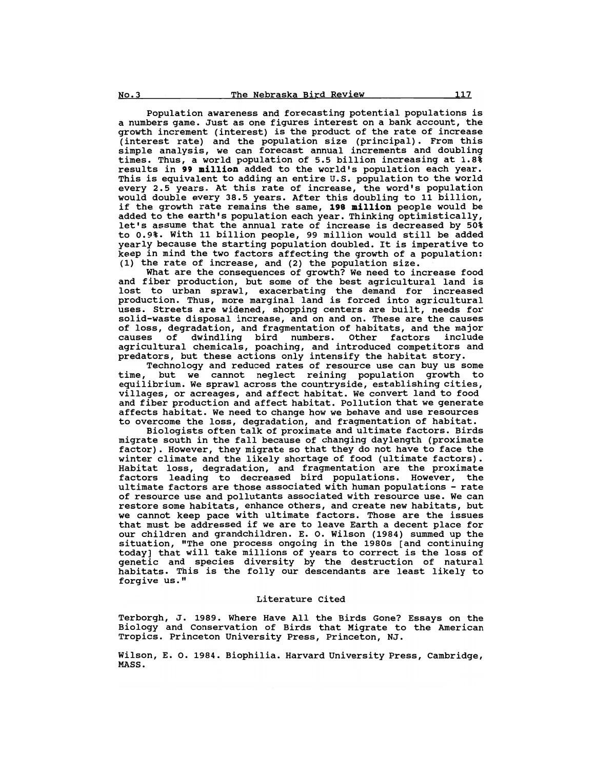Population awareness and forecasting potential populations is a numbers game. Just as one figures interest on a bank account, the growth increment (interest) is the product of the rate of increase (interest rate) and the population size (principal). From this simple analysis, we can forecast annual increments and doubling times. Thus, a world population of 5.5 billion increasing at 1.8% results in **99 million** added to the world's population each year. This is equivalent to adding an entire U.S. population to the world every 2.5 years. At this rate of increase, the word's population would double every 38.5 years. After this doubling to 11 billion, if the growth rate remains the same, **198 million** people would be added to the earth's population each year. Thinking optimistically, let's assume that the annual rate of increase is decreased by 50% to 0.9%. With 11 billion people, 99 million would still be added yearly because the starting population doubled. It is imperative to keep in mind the two factors affecting the growth of a population: (1) the rate of increase, and (2) the population size.

What are the consequences of growth? We need to increase food and fiber production, but some of the best agricultural land is lost to urban sprawl, exacerbating the demand for increased production. Thus, more marginal land is forced into agricultural uses. Streets are widened, shopping centers are built, needs for solid-waste disposal increase, and on and on. These are the causes of loss, degradation, and fragmentation of habitats, and the major causes of dwindling bird numbers. Other factors include agricultural chemicals, poaching, and introduced competitors and predators, but these actions only intensify the habitat story.

Technology and reduced rates of resource use can buy us some time, but we cannot neglect reining population growth to equilibrium. We sprawl across the countryside, establishing cities, villages, or acreages, and affect habitat. We convert land to food and fiber production and affect habitat. Pollution that we generate affects habitat. We need to change how we behave and use resources to overcome the loss, degradation, and fragmentation of habitat.

Biologists often talk of proximate and ultimate factors. Birds migrate south in the fall because of changing daylength (proximate factor). However, they migrate so that they do not have to face the winter climate and the likely shortage of food (ultimate factors). Habitat loss, degradation, and fragmentation are the proximate factors leading to decreased bird populations. However, the ultimate factors are those associated with human populations - rate of resource use and pollutants associated with resource use. We can restore some habitats, enhance others, and create new habitats, but we cannot keep pace with ultimate factors. Those are the issues that must be addressed if we are to leave Earth a decent place for our children and grandchildren. E. O. Wilson (1984) summed up the situation, "The one process ongoing in the 1980s [and continuing today] that will take millions of years to correct is the loss of genetic and species diversity by the destruction of natural habitats. This is the folly our descendants are least likely to forgive us."

## Literature Cited

Terborgh, J. 1989. Where Have All the Birds Gone? Essays on the Biology and Conservation of Birds that Migrate to the American Tropics. Princeton University Press, Princeton, NJ.

Wilson, E. O. 1984. Biophilia. Harvard University Press, Cambridge, MASS.